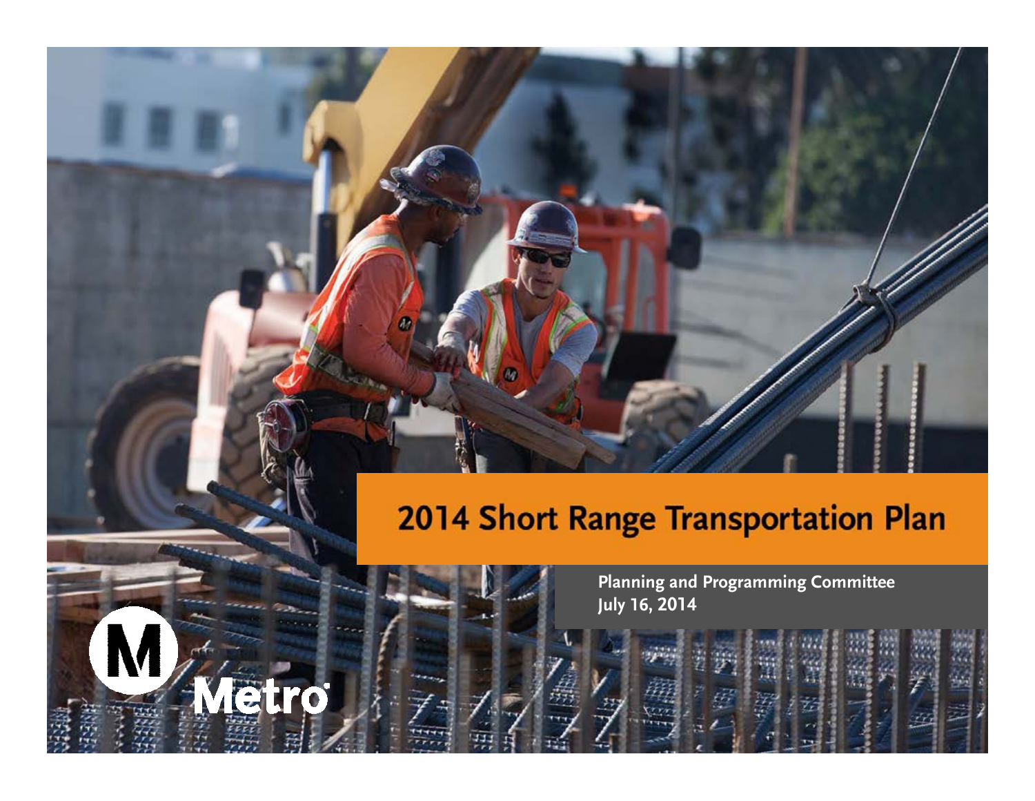# 2014 Short Range Transportation Plan

**Planning and Programming Committee**
**July 16, 2014**

Metro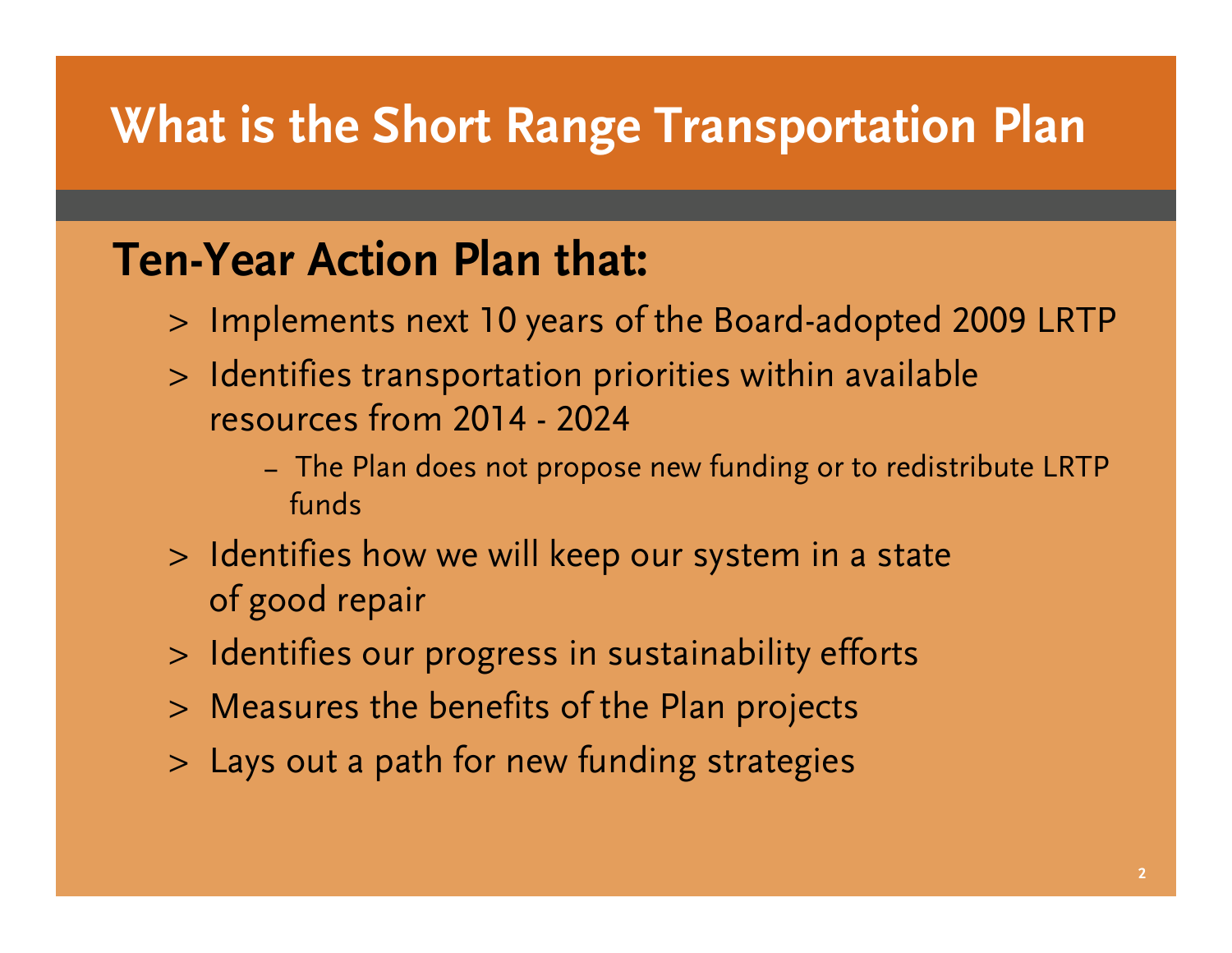# What is the Short Range Transportation Plan

## Ten-Year Action Plan that:

- Implements next 10 years of the Board-adopted 2009 LRTP
- Identifies transportation priorities within available resources from 2014 - 2024
  - The Plan does not propose new funding or to redistribute LRTP funds
- Identifies how we will keep our system in a state of good repair
- Identifies our progress in sustainability efforts
- Measures the benefits of the Plan projects
- Lays out a path for new funding strategies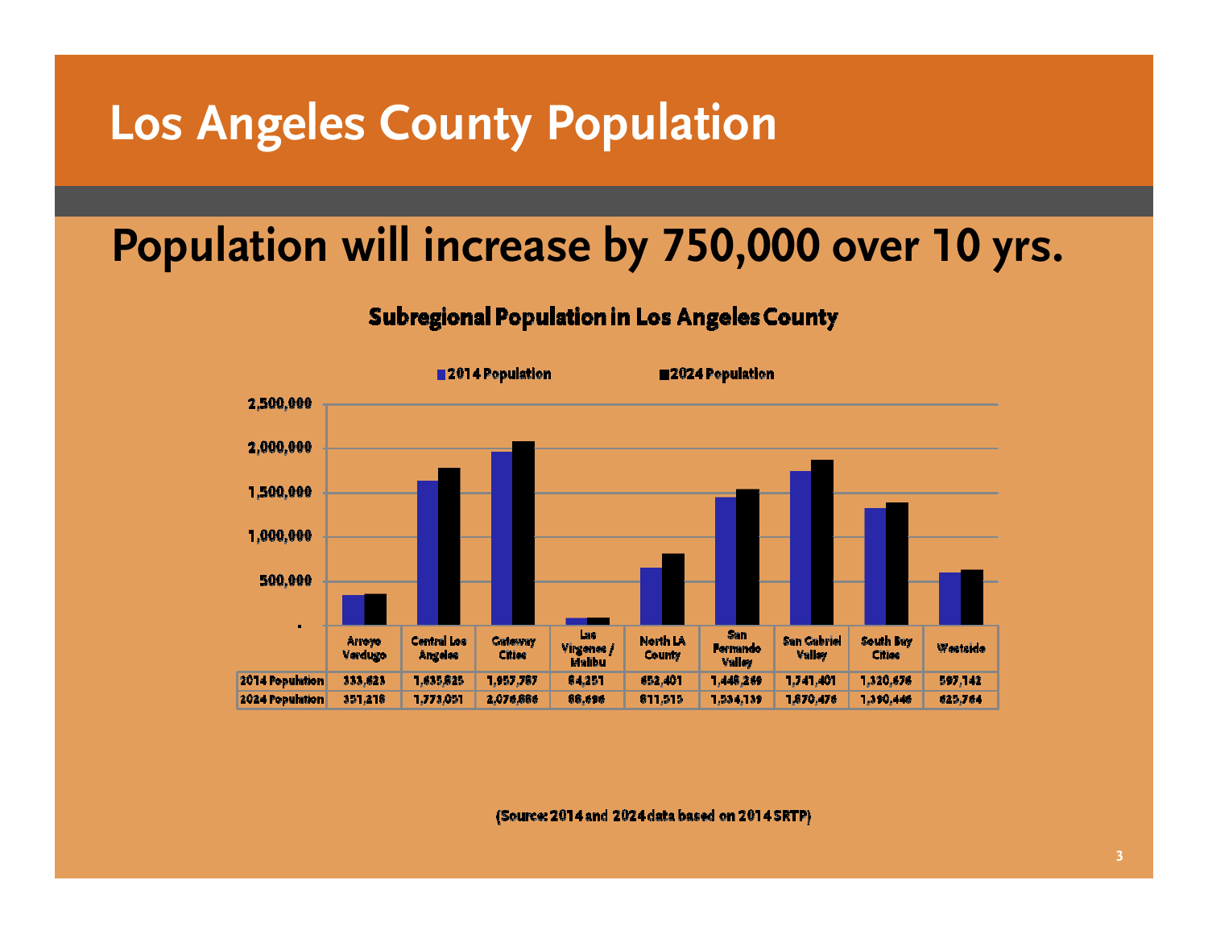# Los Angeles County Population

## Population will increase by 750,000 over 10 yrs.

### Subregional Population in Los Angeles County

| | Arroyo Verdugo | Central Los Angeles | Gateway Cities | Las Virgenes / Malibu | North LA County | San Fernando Valley | San Gabriel Valley | South Bay Cities | Westside |
|---|---|---|---|---|---|---|---|---|---|
| 2014 Population | 333,623 | 1,635,625 | 1,957,757 | 84,251 | 652,401 | 1,448,269 | 1,741,401 | 1,320,676 | 597,142 |
| 2024 Population | 351,216 | 1,773,051 | 2,076,886 | 88,696 | 811,515 | 1,534,139 | 1,870,476 | 1,390,446 | 625,764 |

(Source: 2014 and 2024 data based on 2014 SRTP)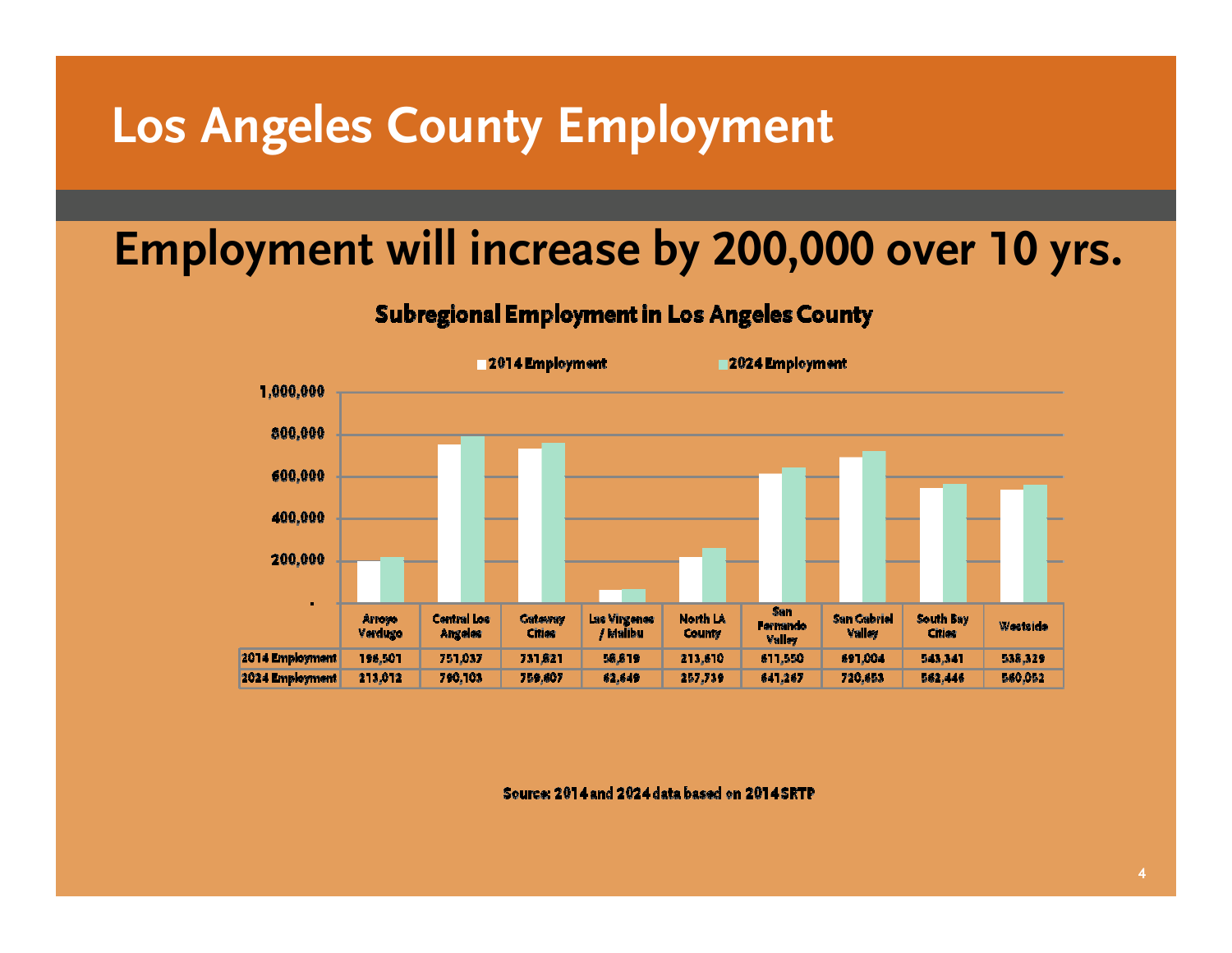# Los Angeles County Employment

## Employment will increase by 200,000 over 10 yrs.

**Subregional Employment in Los Angeles County**

| | Arroyo Verdugo | Central Los Angeles | Gateway Cities | Las Virgenes / Malibu | North LA County | San Fernando Valley | San Gabriel Valley | South Bay Cities | Westside |
|---|---|---|---|---|---|---|---|---|---|
| 2014 Employment | 196,501 | 751,037 | 731,621 | 58,619 | 213,610 | 611,550 | 691,004 | 543,341 | 538,329 |
| 2024 Employment | 213,012 | 790,103 | 759,607 | 62,649 | 257,739 | 641,267 | 720,653 | 562,446 | 560,052 |

Source: 2014 and 2024 data based on 2014 SRTP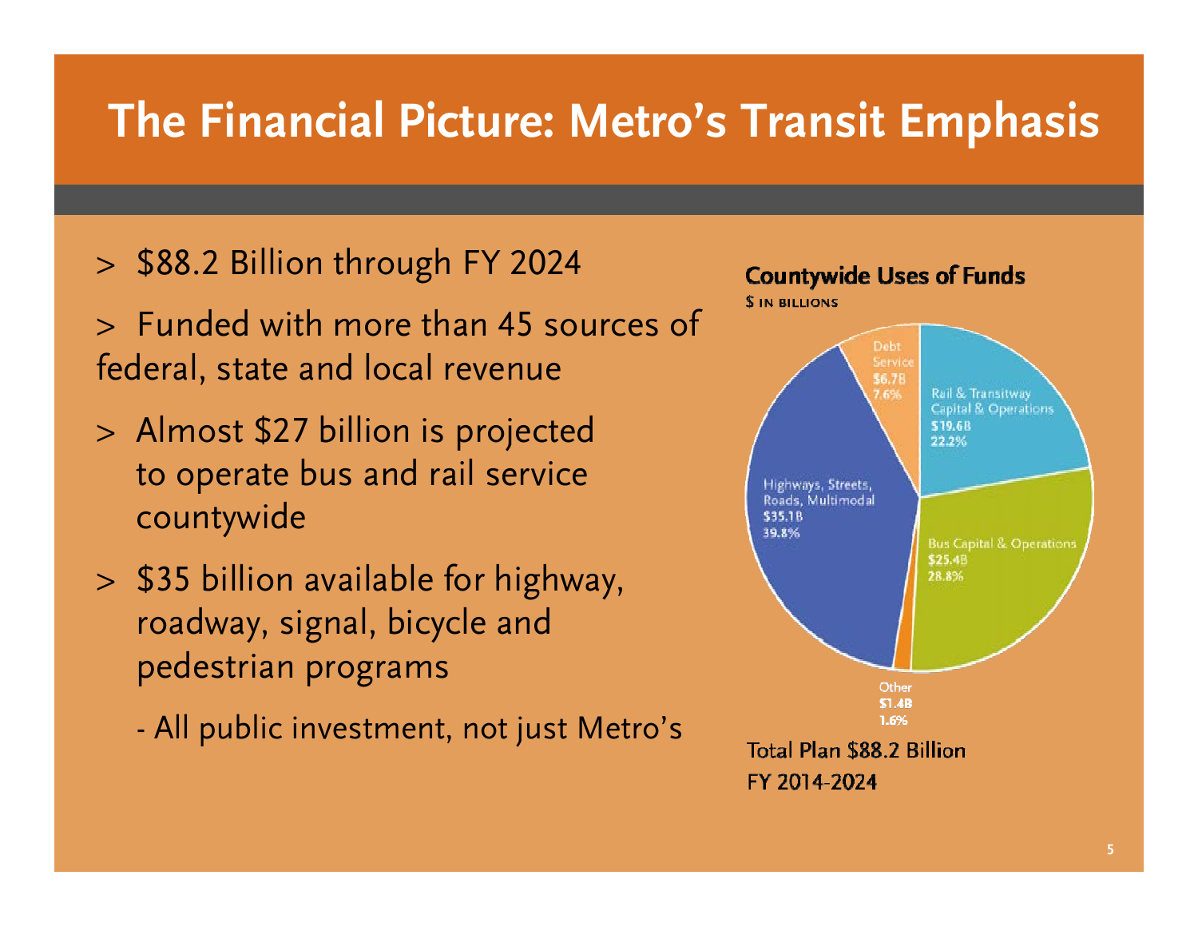# The Financial Picture: Metro's Transit Emphasis

> $88.2 Billion through FY 2024

> Funded with more than 45 sources of federal, state and local revenue

> Almost $27 billion is projected to operate bus and rail service countywide

> $35 billion available for highway, roadway, signal, bicycle and pedestrian programs

- All public investment, not just Metro's

**Countywide Uses of Funds**

$ IN BILLIONS

| Category | Amount | Share |
|---|---|---|
| Rail & Transitway Capital & Operations | $19.6B | 22.2% |
| Bus Capital & Operations | $25.4B | 28.8% |
| Other | $1.4B | 1.6% |
| Highways, Streets, Roads, Multimodal | $35.1B | 39.8% |
| Debt Service | $6.7B | 7.6% |

Total Plan $88.2 Billion
FY 2014-2024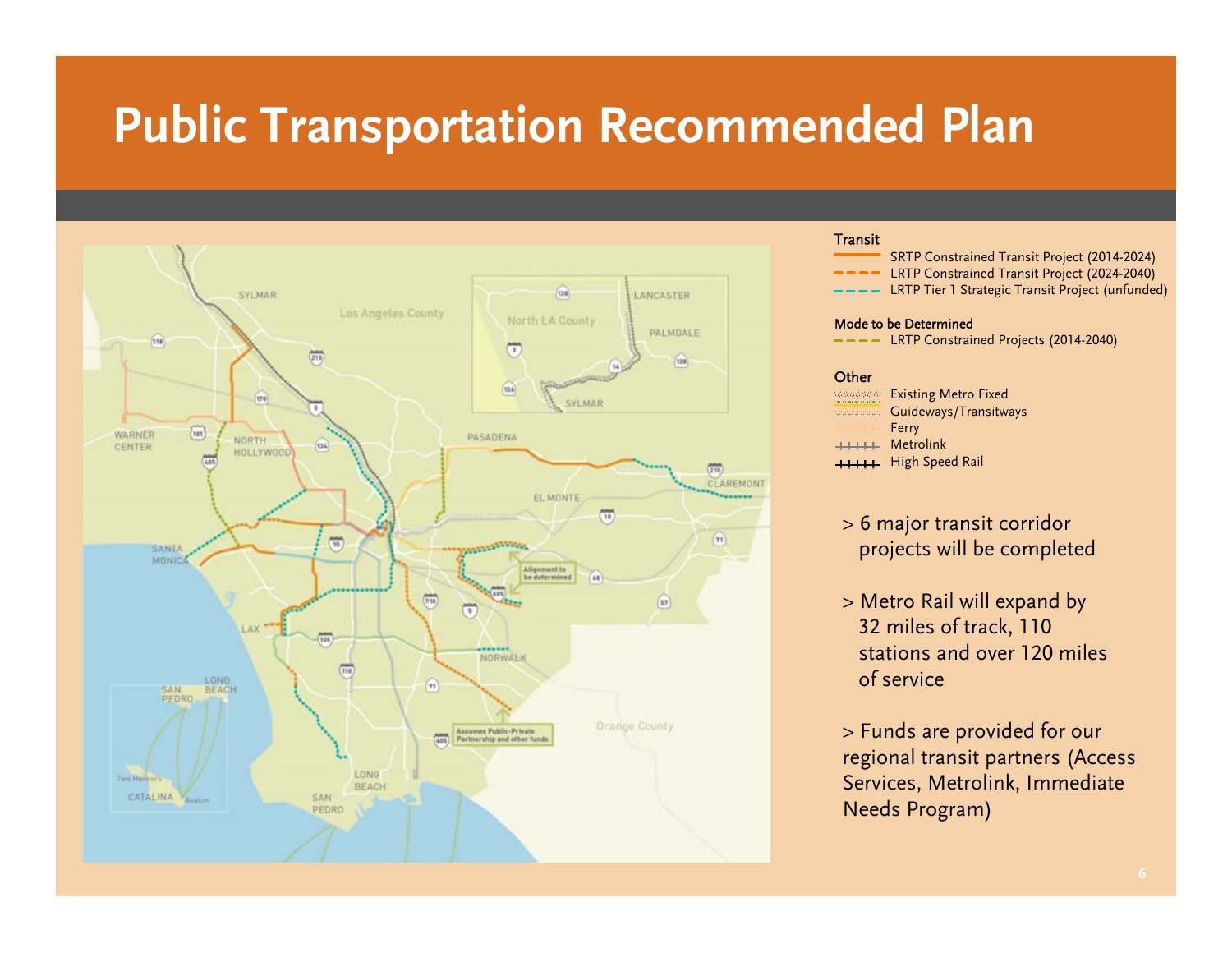# Public Transportation Recommended Plan

**Transit**

- SRTP Constrained Transit Project (2014-2024)
- LRTP Constrained Transit Project (2024-2040)
- LRTP Tier 1 Strategic Transit Project (unfunded)

**Mode to be Determined**

- LRTP Constrained Projects (2014-2040)

**Other**

- Existing Metro Fixed Guideways/Transitways
- Ferry
- Metrolink
- High Speed Rail

> 6 major transit corridor projects will be completed

> Metro Rail will expand by 32 miles of track, 110 stations and over 120 miles of service

> Funds are provided for our regional transit partners (Access Services, Metrolink, Immediate Needs Program)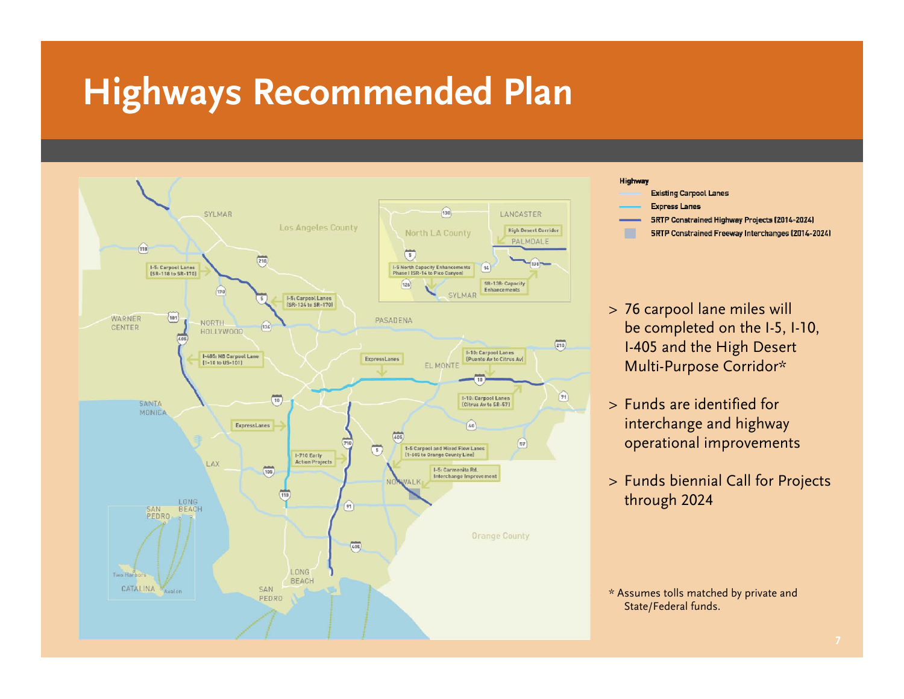# Highways Recommended Plan

**Highway**

- Existing Carpool Lanes
- Express Lanes
- SRTP Constrained Highway Projects (2014-2024)
- SRTP Constrained Freeway Interchanges (2014-2024)

> 76 carpool lane miles will be completed on the I-5, I-10, I-405 and the High Desert Multi-Purpose Corridor*

> Funds are identified for interchange and highway operational improvements

> Funds biennial Call for Projects through 2024

\* Assumes tolls matched by private and State/Federal funds.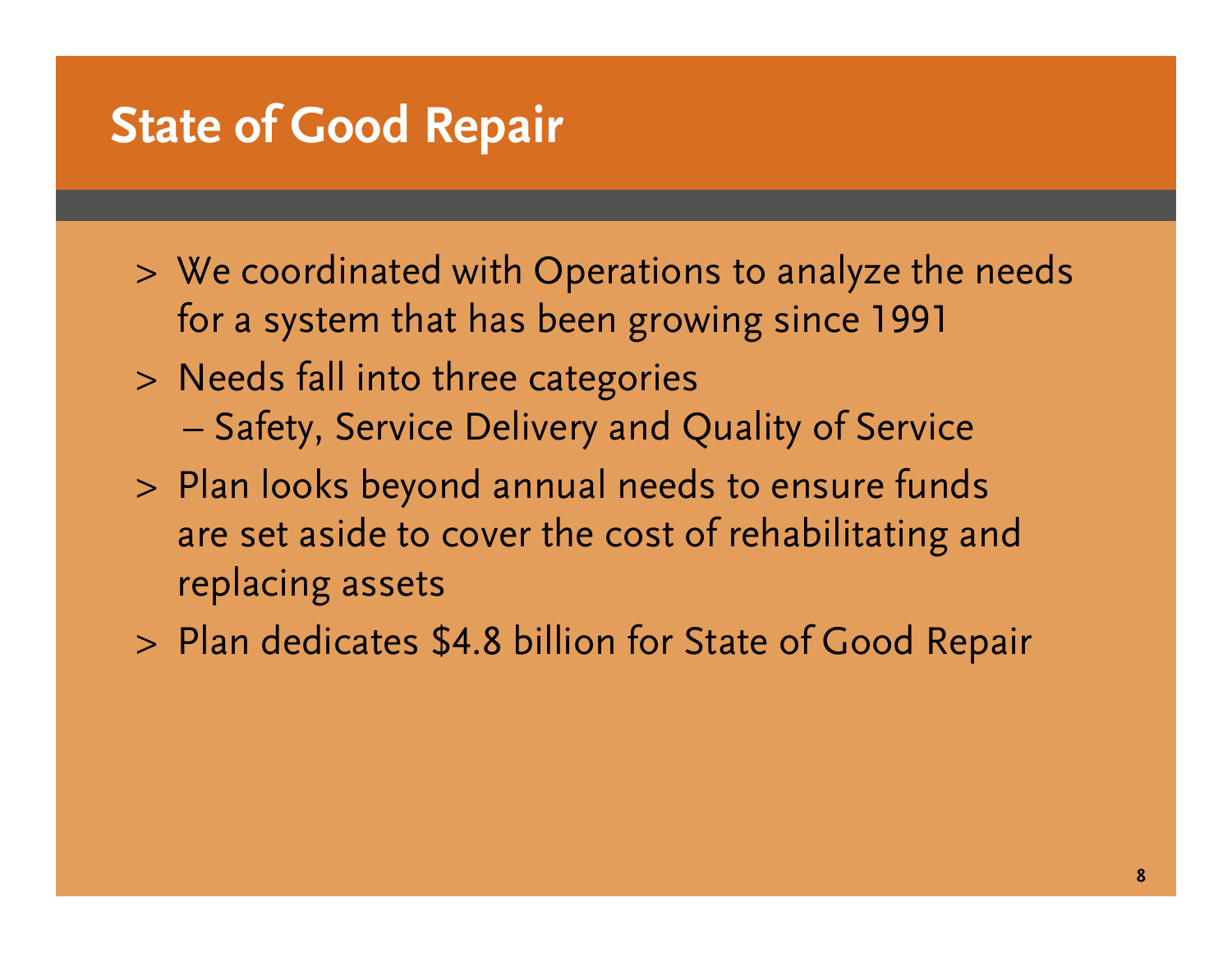# State of Good Repair

- We coordinated with Operations to analyze the needs for a system that has been growing since 1991
- Needs fall into three categories
  - Safety, Service Delivery and Quality of Service
- Plan looks beyond annual needs to ensure funds are set aside to cover the cost of rehabilitating and replacing assets
- Plan dedicates $4.8 billion for State of Good Repair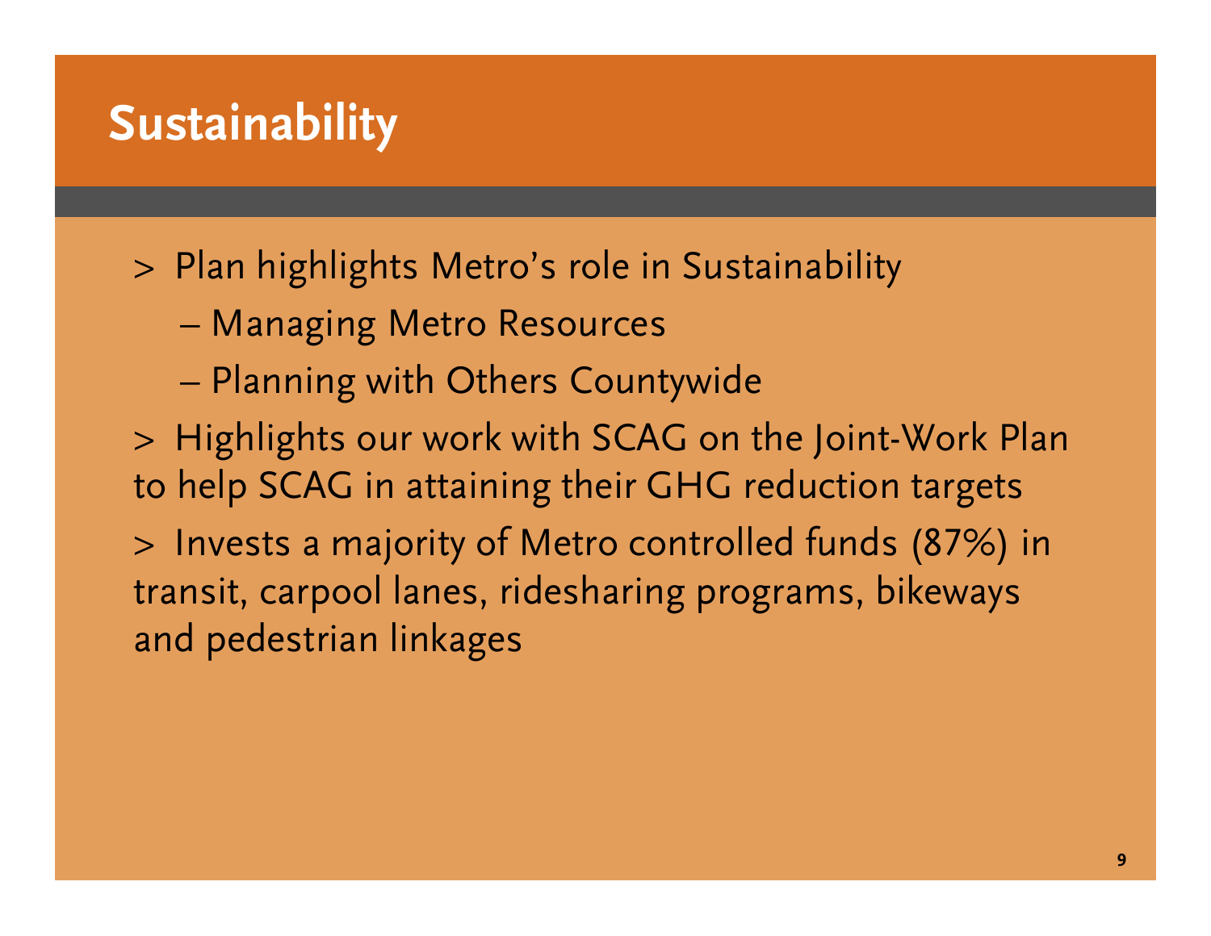# Sustainability

- Plan highlights Metro's role in Sustainability
  - Managing Metro Resources
  - Planning with Others Countywide
- Highlights our work with SCAG on the Joint-Work Plan to help SCAG in attaining their GHG reduction targets
- Invests a majority of Metro controlled funds (87%) in transit, carpool lanes, ridesharing programs, bikeways and pedestrian linkages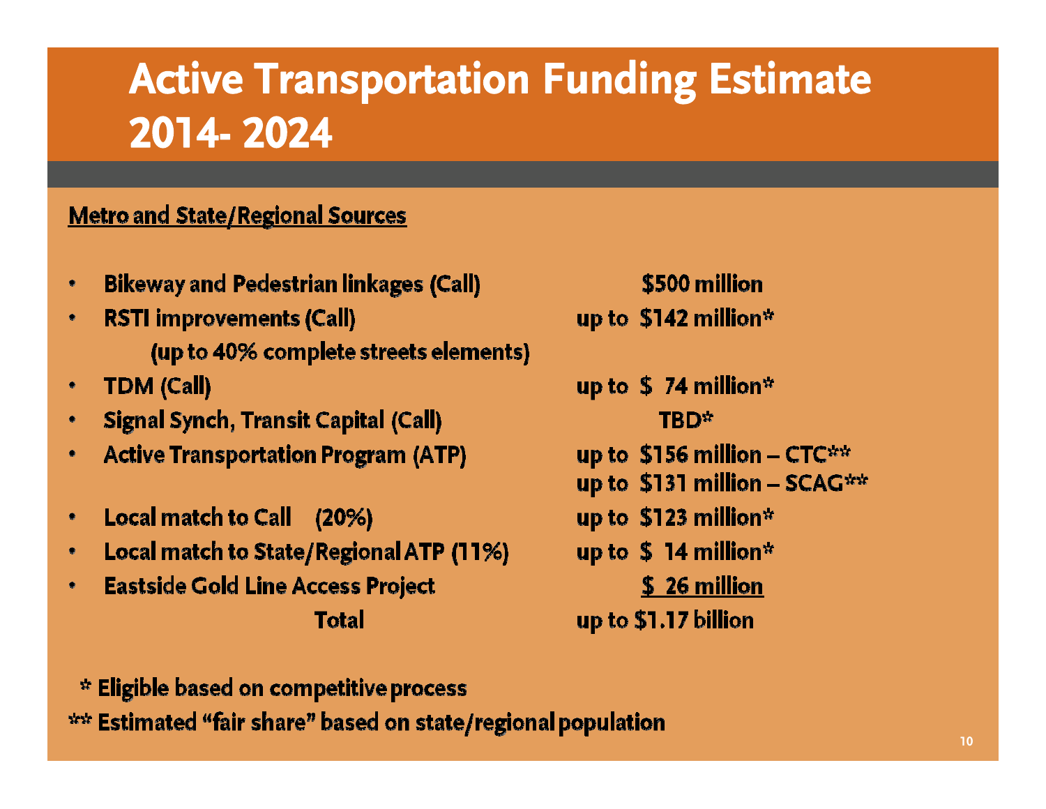# Active Transportation Funding Estimate 2014- 2024

**Metro and State/Regional Sources**

| Source | Amount |
|---|---|
| Bikeway and Pedestrian linkages (Call) | $500 million |
| RSTI improvements (Call) (up to 40% complete streets elements) | up to $142 million* |
| TDM (Call) | up to $ 74 million* |
| Signal Synch, Transit Capital (Call) | TBD* |
| Active Transportation Program (ATP) | up to $156 million – CTC** <br> up to $131 million – SCAG** |
| Local match to Call (20%) | up to $123 million* |
| Local match to State/Regional ATP (11%) | up to $ 14 million* |
| Eastside Gold Line Access Project | $ 26 million |
| **Total** | up to $1.17 billion |

\* Eligible based on competitive process

\*\* Estimated "fair share" based on state/regional population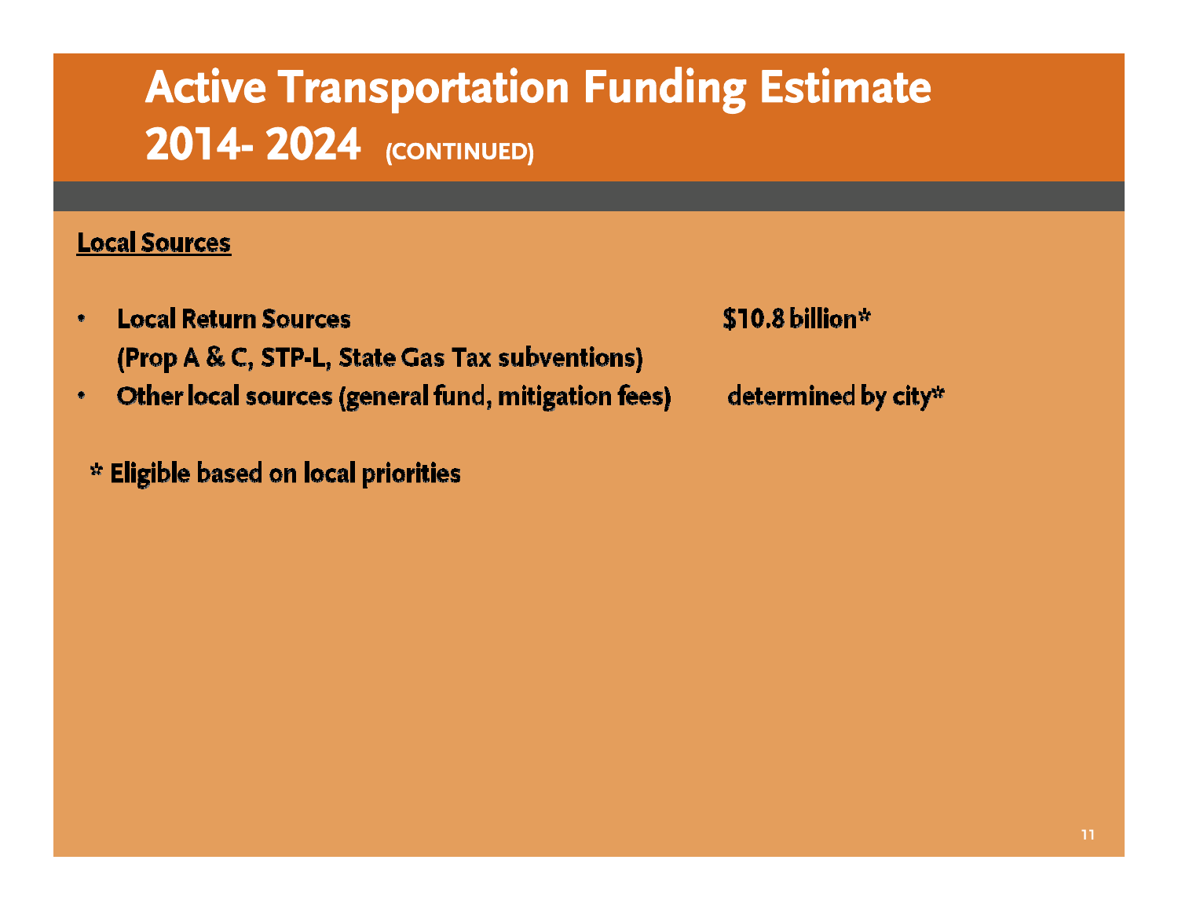# Active Transportation Funding Estimate 2014- 2024 (CONTINUED)

**Local Sources**

- **Local Return Sources** **$10.8 billion***
  **(Prop A & C, STP-L, State Gas Tax subventions)**
- **Other local sources (general fund, mitigation fees)** **determined by city***

**\* Eligible based on local priorities**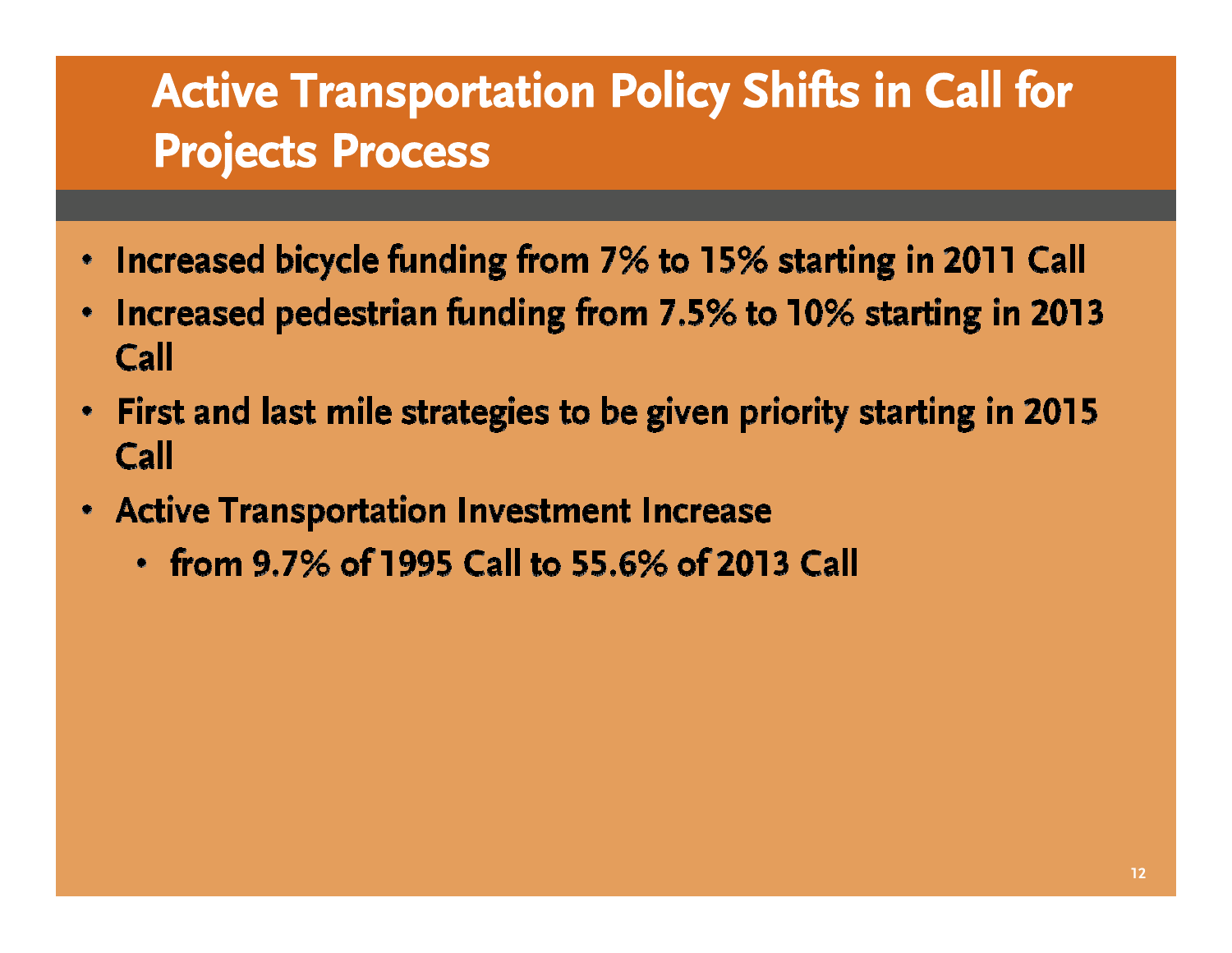# Active Transportation Policy Shifts in Call for Projects Process

- Increased bicycle funding from 7% to 15% starting in 2011 Call
- Increased pedestrian funding from 7.5% to 10% starting in 2013 Call
- First and last mile strategies to be given priority starting in 2015 Call
- Active Transportation Investment Increase
  - from 9.7% of 1995 Call to 55.6% of 2013 Call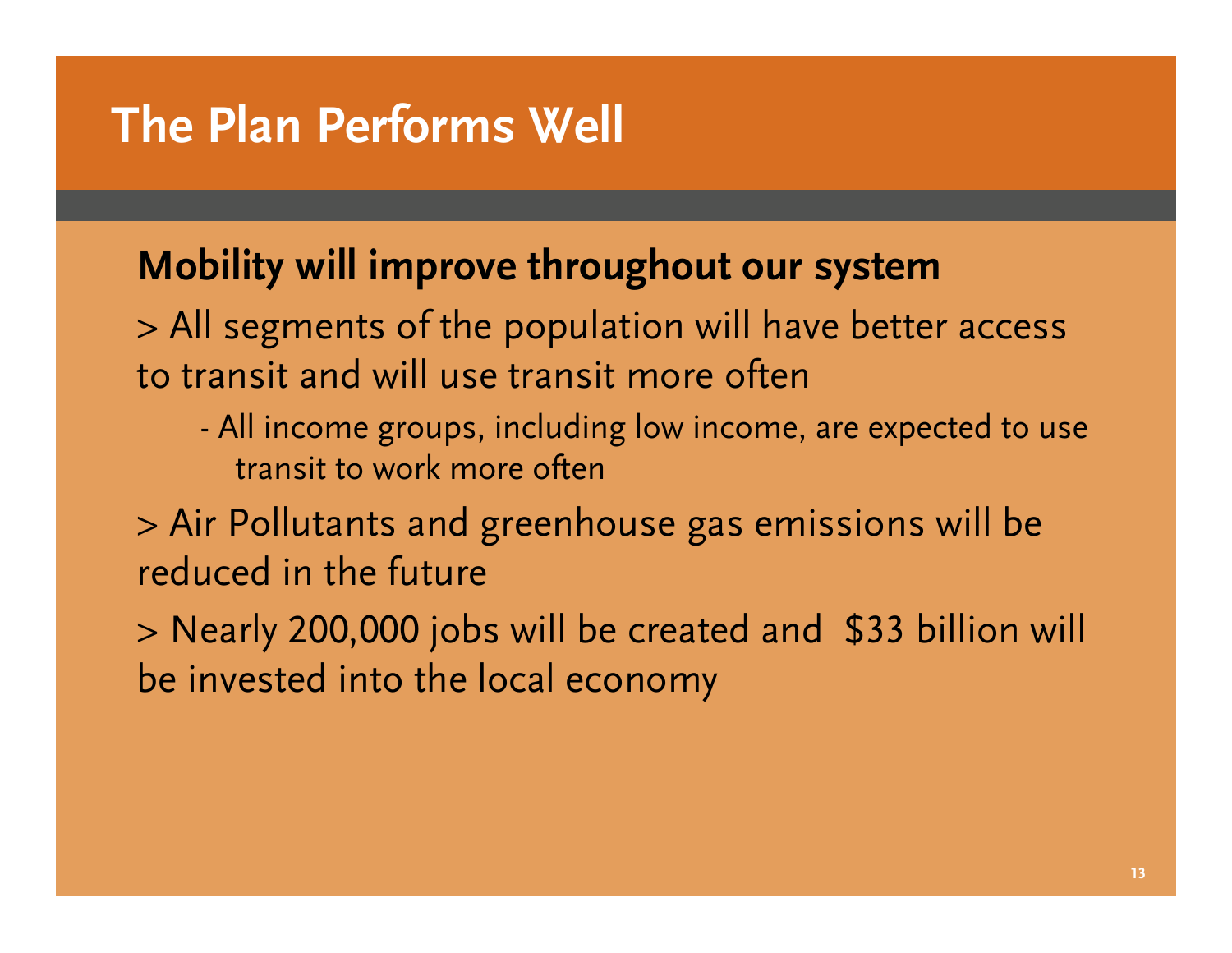# The Plan Performs Well

## Mobility will improve throughout our system

> All segments of the population will have better access to transit and will use transit more often

- All income groups, including low income, are expected to use transit to work more often

> Air Pollutants and greenhouse gas emissions will be reduced in the future

> Nearly 200,000 jobs will be created and $33 billion will be invested into the local economy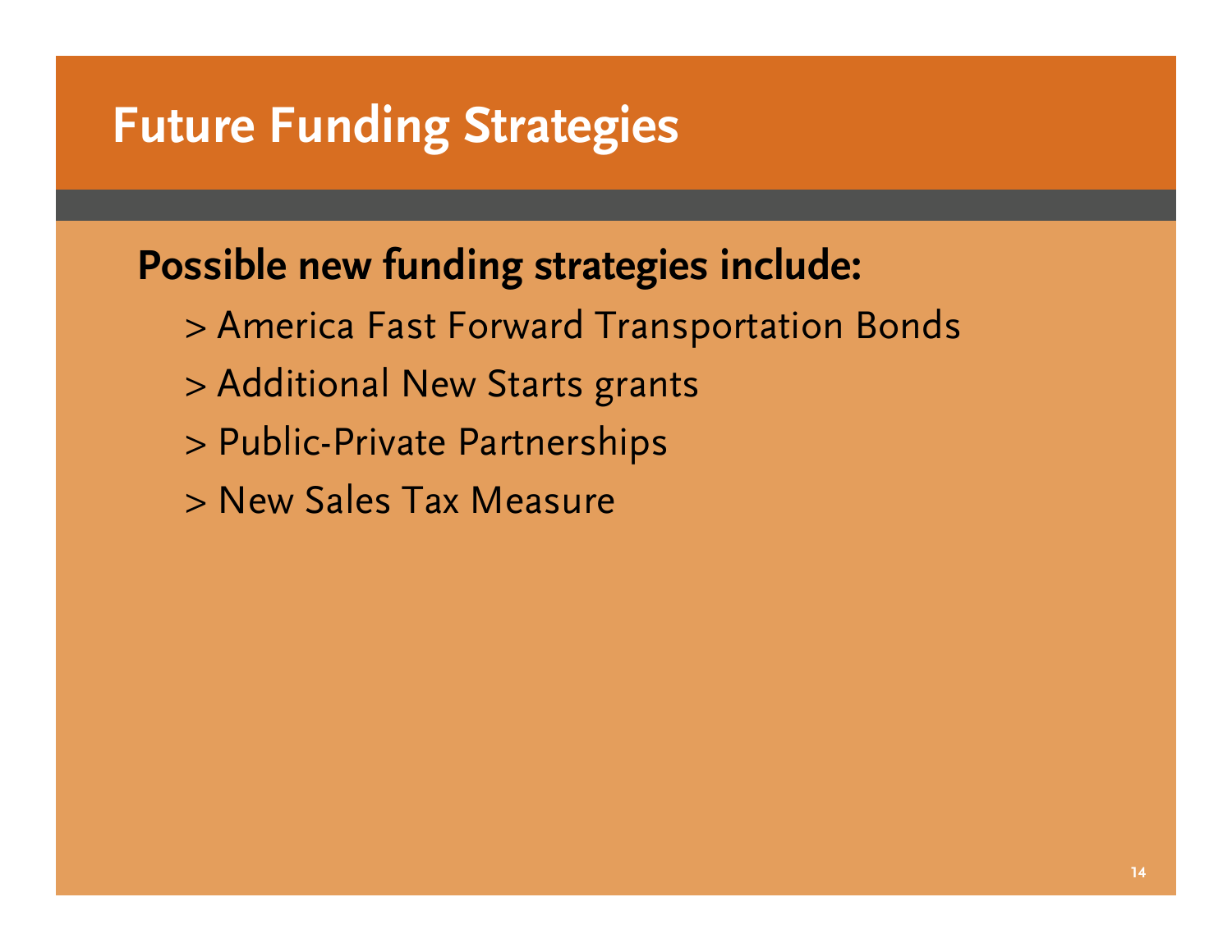# Future Funding Strategies

**Possible new funding strategies include:**

- America Fast Forward Transportation Bonds
- Additional New Starts grants
- Public-Private Partnerships
- New Sales Tax Measure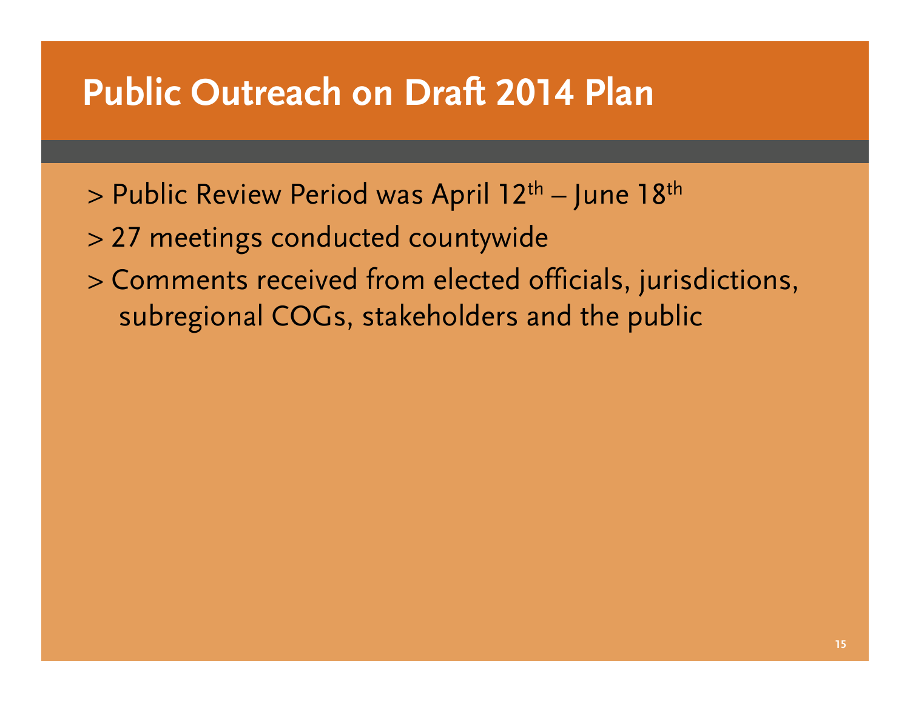# Public Outreach on Draft 2014 Plan

- Public Review Period was April 12th – June 18th
- 27 meetings conducted countywide
- Comments received from elected officials, jurisdictions, subregional COGs, stakeholders and the public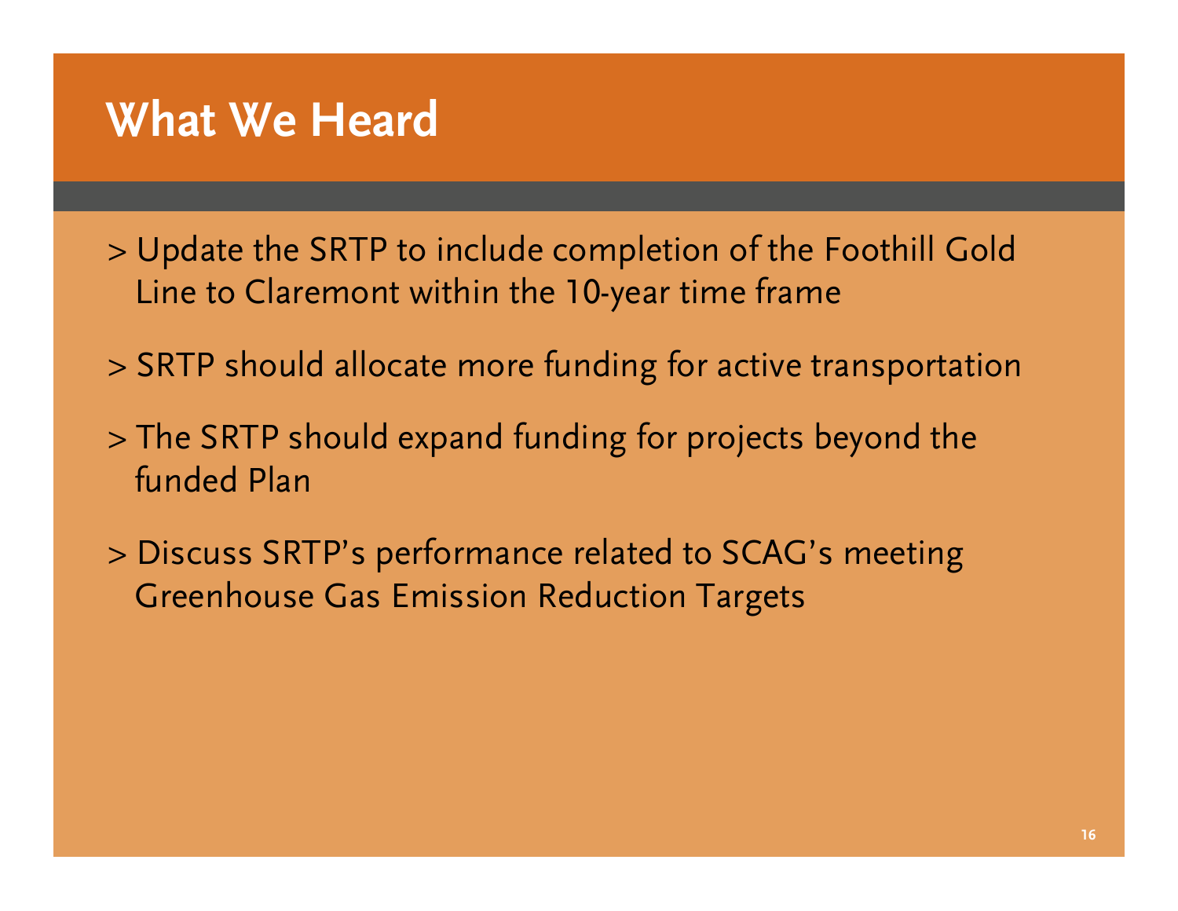# What We Heard

- Update the SRTP to include completion of the Foothill Gold Line to Claremont within the 10-year time frame
- SRTP should allocate more funding for active transportation
- The SRTP should expand funding for projects beyond the funded Plan
- Discuss SRTP's performance related to SCAG's meeting Greenhouse Gas Emission Reduction Targets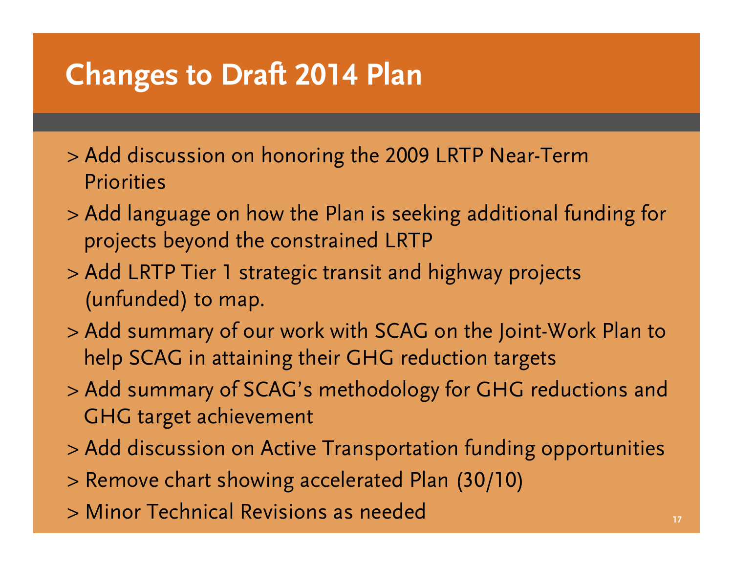# Changes to Draft 2014 Plan

- Add discussion on honoring the 2009 LRTP Near-Term Priorities
- Add language on how the Plan is seeking additional funding for projects beyond the constrained LRTP
- Add LRTP Tier 1 strategic transit and highway projects (unfunded) to map.
- Add summary of our work with SCAG on the Joint-Work Plan to help SCAG in attaining their GHG reduction targets
- Add summary of SCAG's methodology for GHG reductions and GHG target achievement
- Add discussion on Active Transportation funding opportunities
- Remove chart showing accelerated Plan (30/10)
- Minor Technical Revisions as needed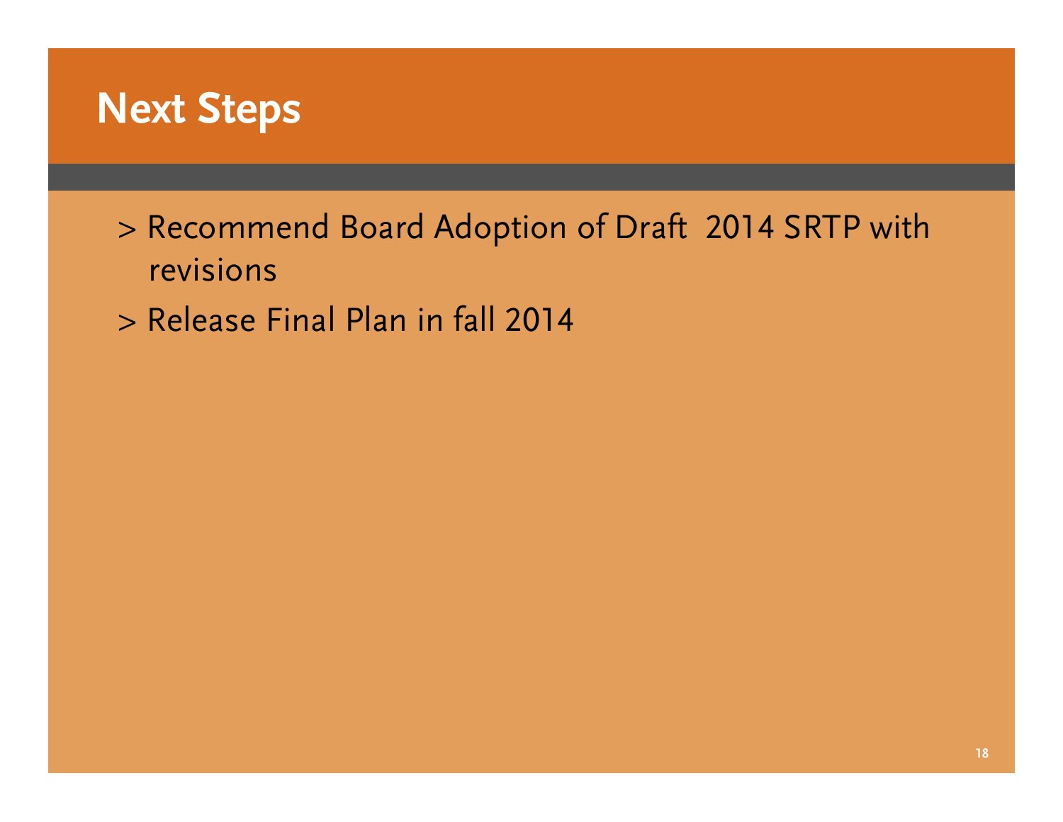# Next Steps

> Recommend Board Adoption of Draft 2014 SRTP with revisions

> Release Final Plan in fall 2014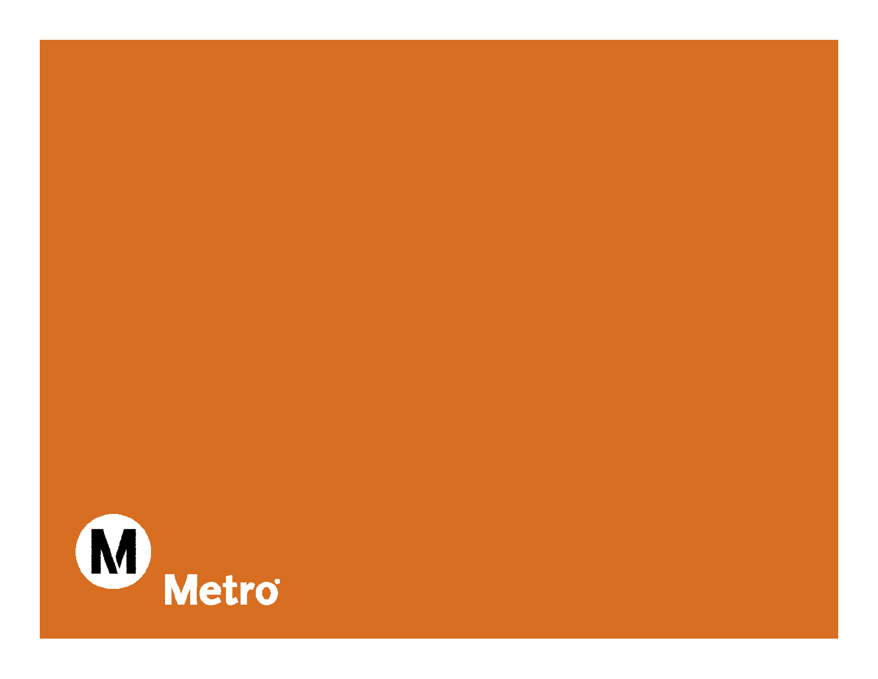Metro